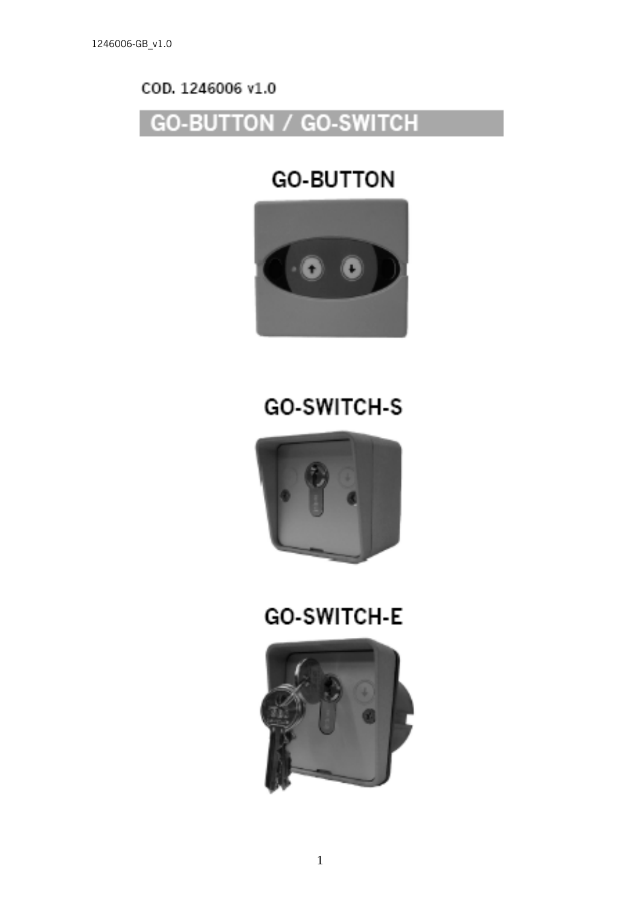COD. 1246006 v1.0

# GO-BUTTON / GO-SWITCH

## GO-BUTTON

## GO-SWITCH-S

## GO-SWITCH-E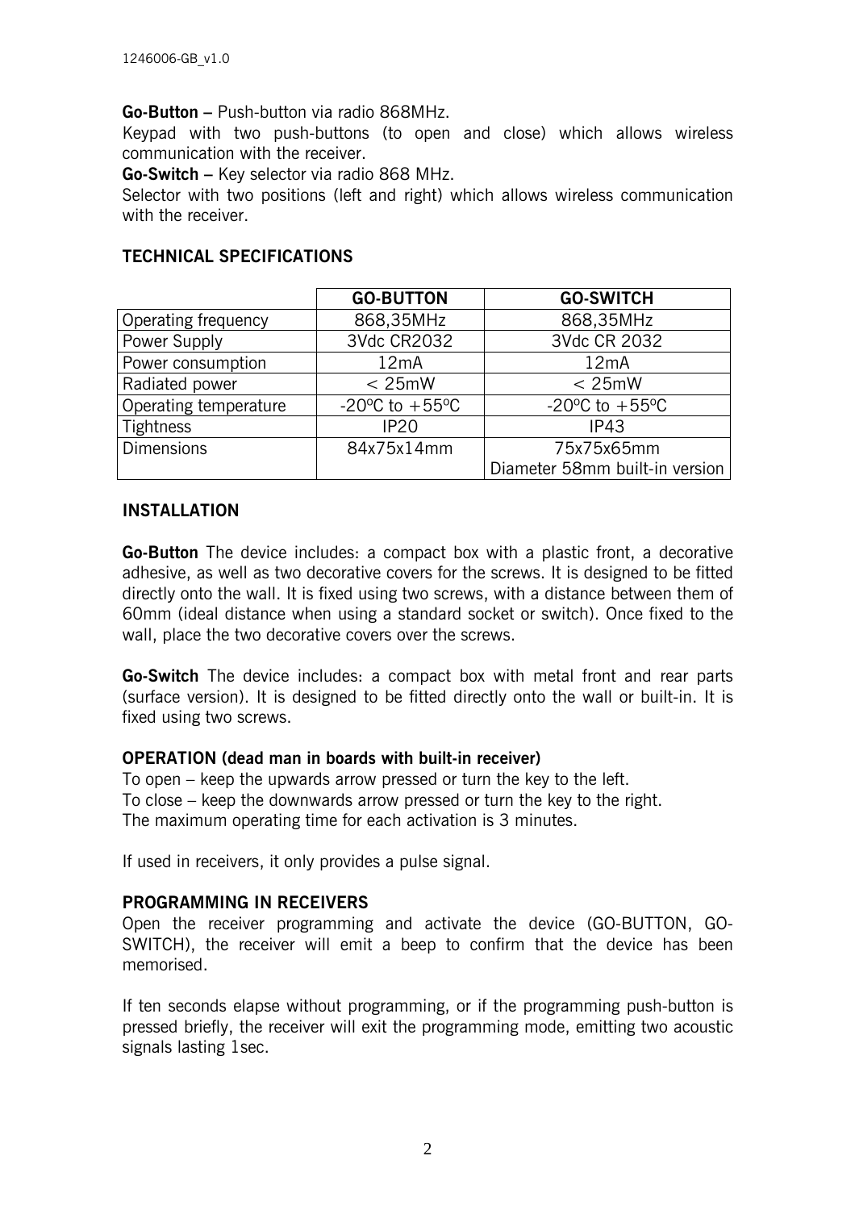**Go-Button –** Push-button via radio 868MHz.

Keypad with two push-buttons (to open and close) which allows wireless communication with the receiver.

**Go-Switch –** Key selector via radio 868 MHz.

Selector with two positions (left and right) which allows wireless communication with the receiver.

## TECHNICAL SPECIFICATIONS

| | GO-BUTTON | GO-SWITCH |
|---|---|---|
| Operating frequency | 868,35MHz | 868,35MHz |
| Power Supply | 3Vdc CR2032 | 3Vdc CR 2032 |
| Power consumption | 12mA | 12mA |
| Radiated power | < 25mW | < 25mW |
| Operating temperature | -20ºC to +55ºC | -20ºC to +55ºC |
| Tightness | IP20 | IP43 |
| Dimensions | 84x75x14mm | 75x75x65mm Diameter 58mm built-in version |

## INSTALLATION

**Go-Button** The device includes: a compact box with a plastic front, a decorative adhesive, as well as two decorative covers for the screws. It is designed to be fitted directly onto the wall. It is fixed using two screws, with a distance between them of 60mm (ideal distance when using a standard socket or switch). Once fixed to the wall, place the two decorative covers over the screws.

**Go-Switch** The device includes: a compact box with metal front and rear parts (surface version). It is designed to be fitted directly onto the wall or built-in. It is fixed using two screws.

### OPERATION (dead man in boards with built-in receiver)

To open – keep the upwards arrow pressed or turn the key to the left.
To close – keep the downwards arrow pressed or turn the key to the right.
The maximum operating time for each activation is 3 minutes.

If used in receivers, it only provides a pulse signal.

### PROGRAMMING IN RECEIVERS

Open the receiver programming and activate the device (GO-BUTTON, GO-SWITCH), the receiver will emit a beep to confirm that the device has been memorised.

If ten seconds elapse without programming, or if the programming push-button is pressed briefly, the receiver will exit the programming mode, emitting two acoustic signals lasting 1sec.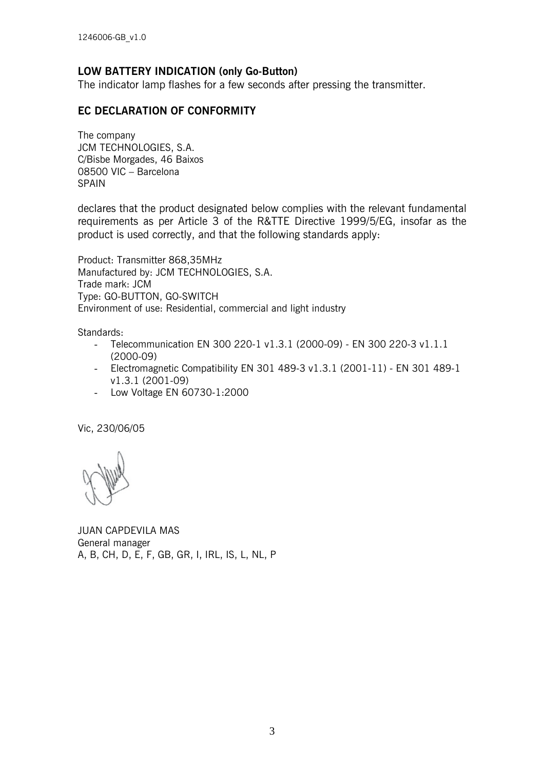## LOW BATTERY INDICATION (only Go-Button)

The indicator lamp flashes for a few seconds after pressing the transmitter.

## EC DECLARATION OF CONFORMITY

The company
JCM TECHNOLOGIES, S.A.
C/Bisbe Morgades, 46 Baixos
08500 VIC – Barcelona
SPAIN

declares that the product designated below complies with the relevant fundamental requirements as per Article 3 of the R&TTE Directive 1999/5/EG, insofar as the product is used correctly, and that the following standards apply:

Product: Transmitter 868,35MHz
Manufactured by: JCM TECHNOLOGIES, S.A.
Trade mark: JCM
Type: GO-BUTTON, GO-SWITCH
Environment of use: Residential, commercial and light industry

Standards:

- Telecommunication EN 300 220-1 v1.3.1 (2000-09) - EN 300 220-3 v1.1.1 (2000-09)
- Electromagnetic Compatibility EN 301 489-3 v1.3.1 (2001-11) - EN 301 489-1 v1.3.1 (2001-09)
- Low Voltage EN 60730-1:2000

Vic, 230/06/05

JUAN CAPDEVILA MAS
General manager
A, B, CH, D, E, F, GB, GR, I, IRL, IS, L, NL, P